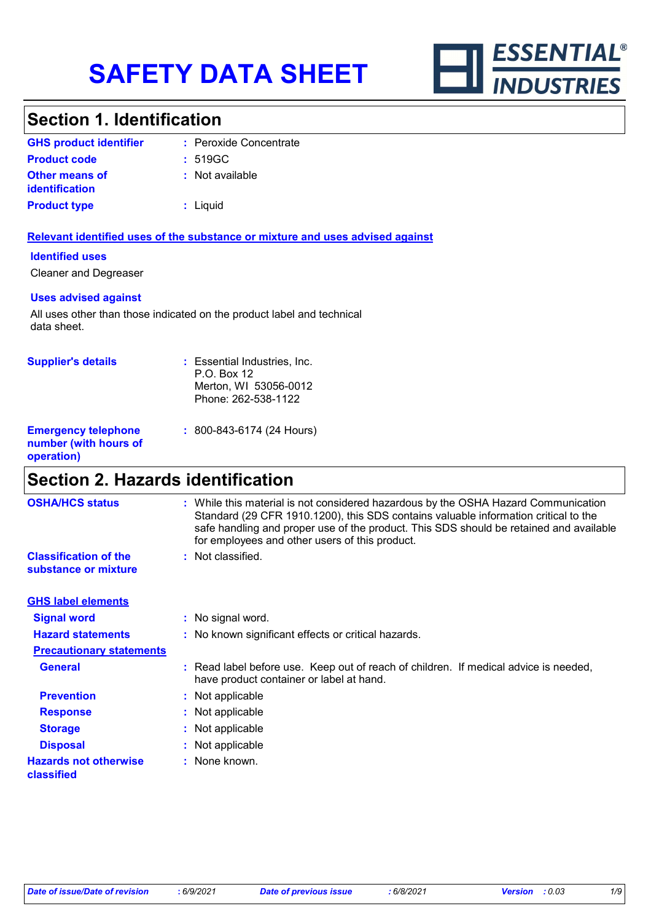# SAFETY DATA SHEET

ESSENTIAL® INDUSTRIES

## Section 1. Identification

| | | |
|---|---|---|
| **GHS product identifier** | : | Peroxide Concentrate |
| **Product code** | : | 519GC |
| **Other means of identification** | : | Not available |
| **Product type** | : | Liquid |

**Relevant identified uses of the substance or mixture and uses advised against**

**Identified uses**

Cleaner and Degreaser

**Uses advised against**

All uses other than those indicated on the product label and technical data sheet.

| | | |
|---|---|---|
| **Supplier's details** | : | Essential Industries, Inc.<br>P.O. Box 12<br>Merton, WI 53056-0012<br>Phone: 262-538-1122 |
| **Emergency telephone number (with hours of operation)** | : | 800-843-6174 (24 Hours) |

## Section 2. Hazards identification

| | | |
|---|---|---|
| **OSHA/HCS status** | : | While this material is not considered hazardous by the OSHA Hazard Communication Standard (29 CFR 1910.1200), this SDS contains valuable information critical to the safe handling and proper use of the product. This SDS should be retained and available for employees and other users of this product. |
| **Classification of the substance or mixture** | : | Not classified. |

**GHS label elements**

| | | |
|---|---|---|
| **Signal word** | : | No signal word. |
| **Hazard statements** | : | No known significant effects or critical hazards. |

**Precautionary statements**

| | | |
|---|---|---|
| **General** | : | Read label before use. Keep out of reach of children. If medical advice is needed, have product container or label at hand. |
| **Prevention** | : | Not applicable |
| **Response** | : | Not applicable |
| **Storage** | : | Not applicable |
| **Disposal** | : | Not applicable |
| **Hazards not otherwise classified** | : | None known. |

*Date of issue/Date of revision* : 6/9/2021 *Date of previous issue* : 6/8/2021 *Version* : 0.03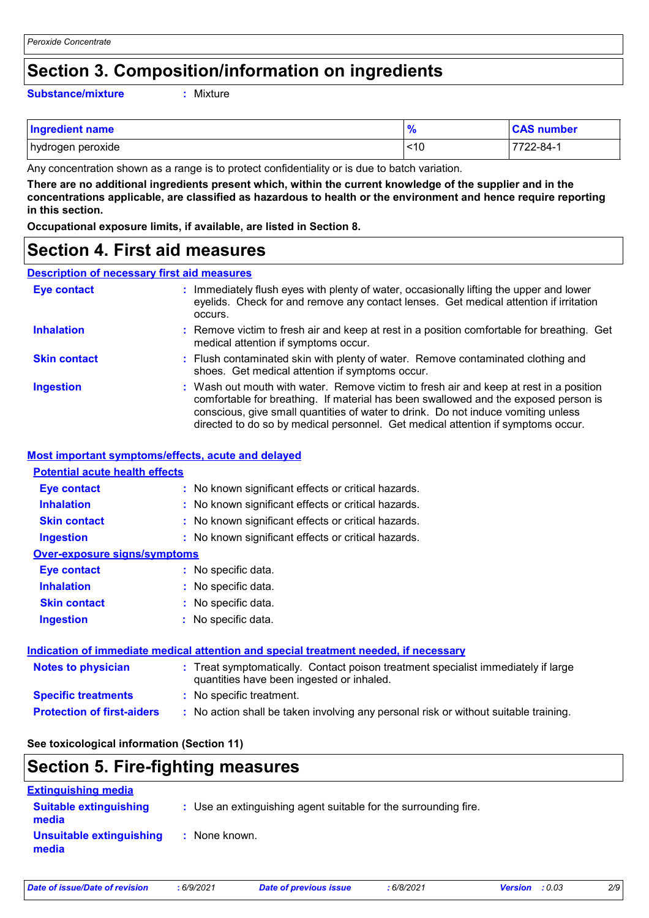# Section 3. Composition/information on ingredients

**Substance/mixture** : Mixture

| Ingredient name | % | CAS number |
|---|---|---|
| hydrogen peroxide | <10 | 7722-84-1 |

Any concentration shown as a range is to protect confidentiality or is due to batch variation.

**There are no additional ingredients present which, within the current knowledge of the supplier and in the concentrations applicable, are classified as hazardous to health or the environment and hence require reporting in this section.**

**Occupational exposure limits, if available, are listed in Section 8.**

# Section 4. First aid measures

## Description of necessary first aid measures

**Eye contact** : Immediately flush eyes with plenty of water, occasionally lifting the upper and lower eyelids. Check for and remove any contact lenses. Get medical attention if irritation occurs.

**Inhalation** : Remove victim to fresh air and keep at rest in a position comfortable for breathing. Get medical attention if symptoms occur.

**Skin contact** : Flush contaminated skin with plenty of water. Remove contaminated clothing and shoes. Get medical attention if symptoms occur.

**Ingestion** : Wash out mouth with water. Remove victim to fresh air and keep at rest in a position comfortable for breathing. If material has been swallowed and the exposed person is conscious, give small quantities of water to drink. Do not induce vomiting unless directed to do so by medical personnel. Get medical attention if symptoms occur.

## Most important symptoms/effects, acute and delayed

### Potential acute health effects

**Eye contact** : No known significant effects or critical hazards.

**Inhalation** : No known significant effects or critical hazards.

**Skin contact** : No known significant effects or critical hazards.

**Ingestion** : No known significant effects or critical hazards.

### Over-exposure signs/symptoms

**Eye contact** : No specific data.

**Inhalation** : No specific data.

**Skin contact** : No specific data.

**Ingestion** : No specific data.

## Indication of immediate medical attention and special treatment needed, if necessary

**Notes to physician** : Treat symptomatically. Contact poison treatment specialist immediately if large quantities have been ingested or inhaled.

**Specific treatments** : No specific treatment.

**Protection of first-aiders** : No action shall be taken involving any personal risk or without suitable training.

**See toxicological information (Section 11)**

# Section 5. Fire-fighting measures

## Extinguishing media

**Suitable extinguishing media** : Use an extinguishing agent suitable for the surrounding fire.

**Unsuitable extinguishing media** : None known.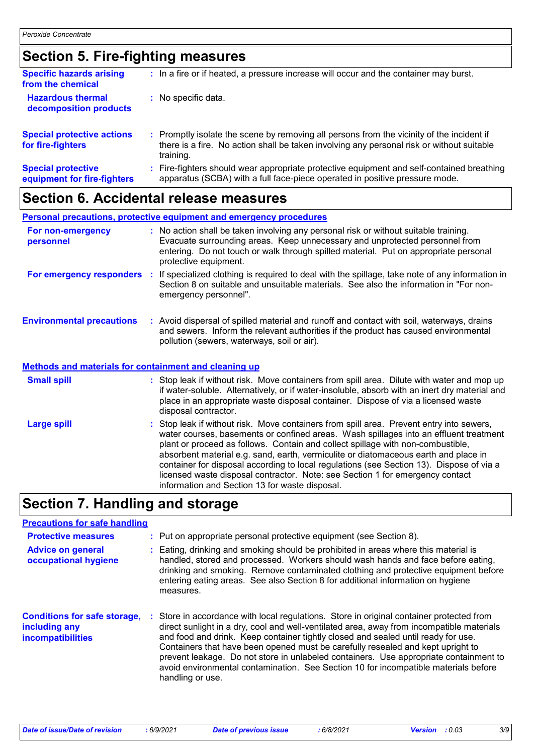## Section 5. Fire-fighting measures

| | |
|---|---|
| **Specific hazards arising from the chemical** | In a fire or if heated, a pressure increase will occur and the container may burst. |
| **Hazardous thermal decomposition products** | No specific data. |
| **Special protective actions for fire-fighters** | Promptly isolate the scene by removing all persons from the vicinity of the incident if there is a fire. No action shall be taken involving any personal risk or without suitable training. |
| **Special protective equipment for fire-fighters** | Fire-fighters should wear appropriate protective equipment and self-contained breathing apparatus (SCBA) with a full face-piece operated in positive pressure mode. |

## Section 6. Accidental release measures

### Personal precautions, protective equipment and emergency procedures

| | |
|---|---|
| **For non-emergency personnel** | No action shall be taken involving any personal risk or without suitable training. Evacuate surrounding areas. Keep unnecessary and unprotected personnel from entering. Do not touch or walk through spilled material. Put on appropriate personal protective equipment. |
| **For emergency responders** | If specialized clothing is required to deal with the spillage, take note of any information in Section 8 on suitable and unsuitable materials. See also the information in "For non-emergency personnel". |
| **Environmental precautions** | Avoid dispersal of spilled material and runoff and contact with soil, waterways, drains and sewers. Inform the relevant authorities if the product has caused environmental pollution (sewers, waterways, soil or air). |

### Methods and materials for containment and cleaning up

| | |
|---|---|
| **Small spill** | Stop leak if without risk. Move containers from spill area. Dilute with water and mop up if water-soluble. Alternatively, or if water-insoluble, absorb with an inert dry material and place in an appropriate waste disposal container. Dispose of via a licensed waste disposal contractor. |
| **Large spill** | Stop leak if without risk. Move containers from spill area. Prevent entry into sewers, water courses, basements or confined areas. Wash spillages into an effluent treatment plant or proceed as follows. Contain and collect spillage with non-combustible, absorbent material e.g. sand, earth, vermiculite or diatomaceous earth and place in container for disposal according to local regulations (see Section 13). Dispose of via a licensed waste disposal contractor. Note: see Section 1 for emergency contact information and Section 13 for waste disposal. |

## Section 7. Handling and storage

### Precautions for safe handling

| | |
|---|---|
| **Protective measures** | Put on appropriate personal protective equipment (see Section 8). |
| **Advice on general occupational hygiene** | Eating, drinking and smoking should be prohibited in areas where this material is handled, stored and processed. Workers should wash hands and face before eating, drinking and smoking. Remove contaminated clothing and protective equipment before entering eating areas. See also Section 8 for additional information on hygiene measures. |
| **Conditions for safe storage, including any incompatibilities** | Store in accordance with local regulations. Store in original container protected from direct sunlight in a dry, cool and well-ventilated area, away from incompatible materials and food and drink. Keep container tightly closed and sealed until ready for use. Containers that have been opened must be carefully resealed and kept upright to prevent leakage. Do not store in unlabeled containers. Use appropriate containment to avoid environmental contamination. See Section 10 for incompatible materials before handling or use. |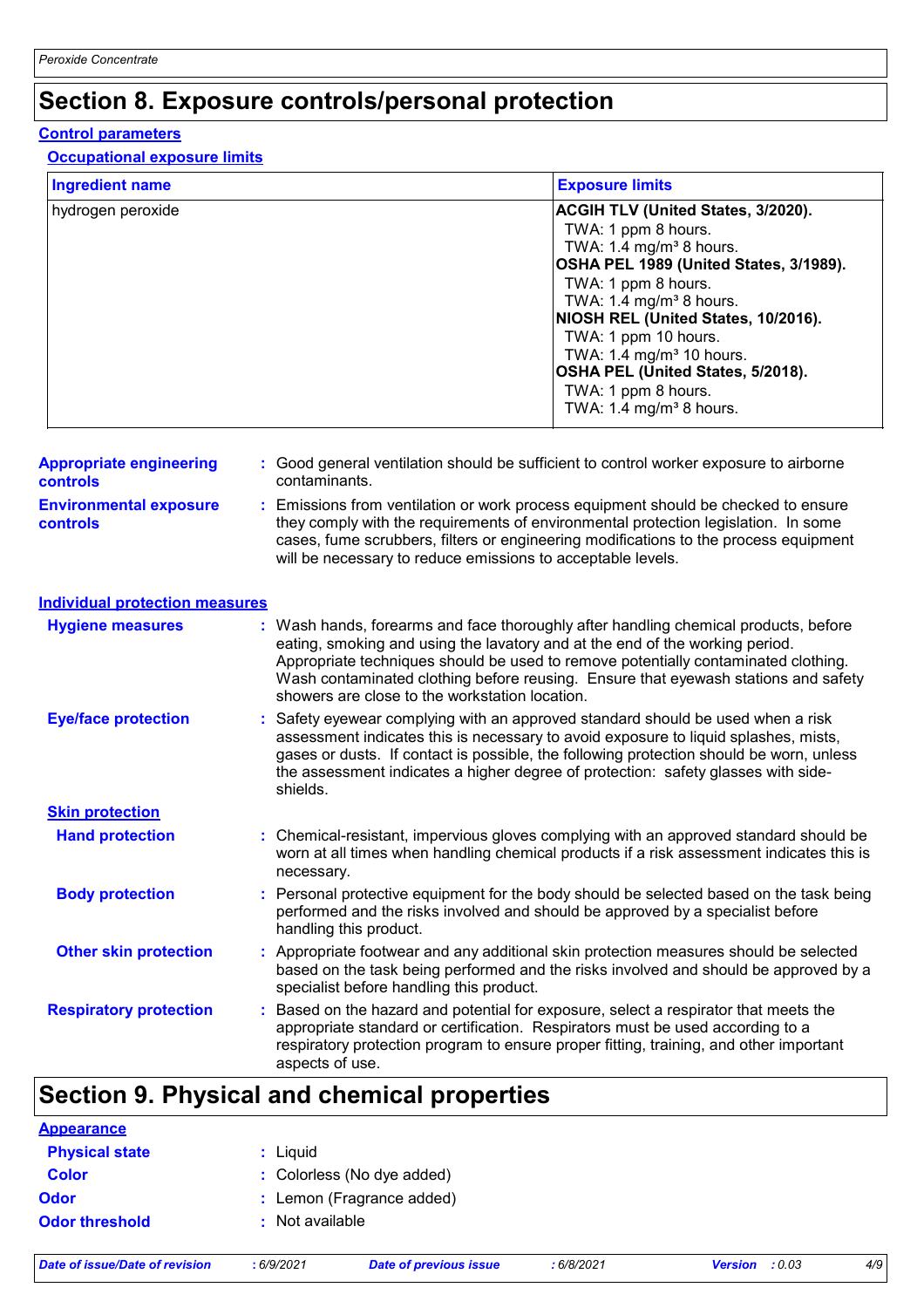## Section 8. Exposure controls/personal protection

### Control parameters

#### Occupational exposure limits

| Ingredient name | Exposure limits |
|---|---|
| hydrogen peroxide | **ACGIH TLV (United States, 3/2020).**<br>TWA: 1 ppm 8 hours.<br>TWA: 1.4 mg/m³ 8 hours.<br>**OSHA PEL 1989 (United States, 3/1989).**<br>TWA: 1 ppm 8 hours.<br>TWA: 1.4 mg/m³ 8 hours.<br>**NIOSH REL (United States, 10/2016).**<br>TWA: 1 ppm 10 hours.<br>TWA: 1.4 mg/m³ 10 hours.<br>**OSHA PEL (United States, 5/2018).**<br>TWA: 1 ppm 8 hours.<br>TWA: 1.4 mg/m³ 8 hours. |

**Appropriate engineering controls** : Good general ventilation should be sufficient to control worker exposure to airborne contaminants.

**Environmental exposure controls** : Emissions from ventilation or work process equipment should be checked to ensure they comply with the requirements of environmental protection legislation. In some cases, fume scrubbers, filters or engineering modifications to the process equipment will be necessary to reduce emissions to acceptable levels.

### Individual protection measures

**Hygiene measures** : Wash hands, forearms and face thoroughly after handling chemical products, before eating, smoking and using the lavatory and at the end of the working period. Appropriate techniques should be used to remove potentially contaminated clothing. Wash contaminated clothing before reusing. Ensure that eyewash stations and safety showers are close to the workstation location.

**Eye/face protection** : Safety eyewear complying with an approved standard should be used when a risk assessment indicates this is necessary to avoid exposure to liquid splashes, mists, gases or dusts. If contact is possible, the following protection should be worn, unless the assessment indicates a higher degree of protection: safety glasses with side-shields.

#### Skin protection

**Hand protection** : Chemical-resistant, impervious gloves complying with an approved standard should be worn at all times when handling chemical products if a risk assessment indicates this is necessary.

**Body protection** : Personal protective equipment for the body should be selected based on the task being performed and the risks involved and should be approved by a specialist before handling this product.

**Other skin protection** : Appropriate footwear and any additional skin protection measures should be selected based on the task being performed and the risks involved and should be approved by a specialist before handling this product.

**Respiratory protection** : Based on the hazard and potential for exposure, select a respirator that meets the appropriate standard or certification. Respirators must be used according to a respiratory protection program to ensure proper fitting, training, and other important aspects of use.

## Section 9. Physical and chemical properties

### Appearance

**Physical state** : Liquid

**Color** : Colorless (No dye added)

**Odor** : Lemon (Fragrance added)

**Odor threshold** : Not available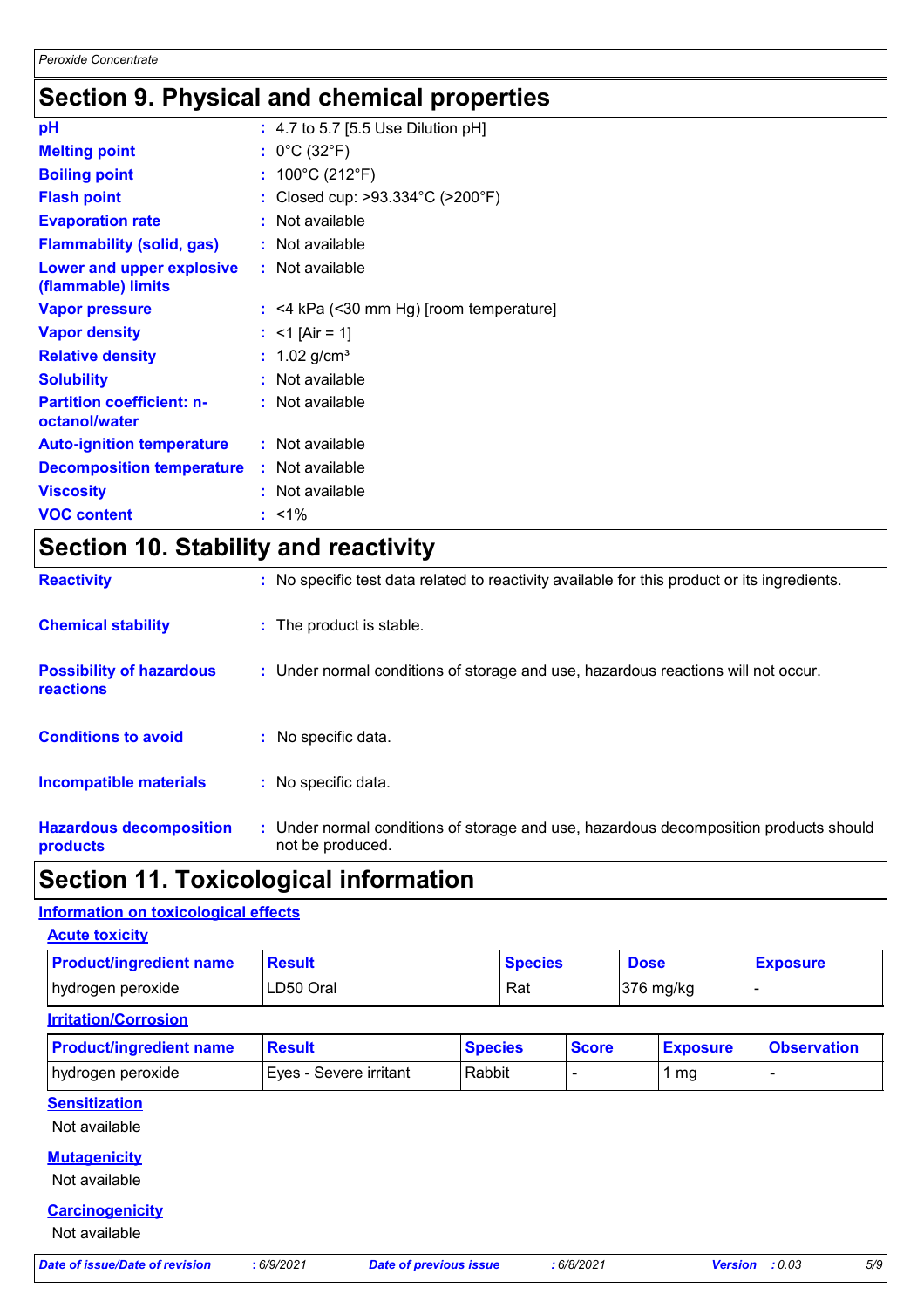# Section 9. Physical and chemical properties

| | |
|---|---|
| **pH** | : 4.7 to 5.7 [5.5 Use Dilution pH] |
| **Melting point** | : 0°C (32°F) |
| **Boiling point** | : 100°C (212°F) |
| **Flash point** | : Closed cup: >93.334°C (>200°F) |
| **Evaporation rate** | : Not available |
| **Flammability (solid, gas)** | : Not available |
| **Lower and upper explosive (flammable) limits** | : Not available |
| **Vapor pressure** | : <4 kPa (<30 mm Hg) [room temperature] |
| **Vapor density** | : <1 [Air = 1] |
| **Relative density** | : 1.02 g/cm³ |
| **Solubility** | : Not available |
| **Partition coefficient: n-octanol/water** | : Not available |
| **Auto-ignition temperature** | : Not available |
| **Decomposition temperature** | : Not available |
| **Viscosity** | : Not available |
| **VOC content** | : <1% |

# Section 10. Stability and reactivity

| | |
|---|---|
| **Reactivity** | : No specific test data related to reactivity available for this product or its ingredients. |
| **Chemical stability** | : The product is stable. |
| **Possibility of hazardous reactions** | : Under normal conditions of storage and use, hazardous reactions will not occur. |
| **Conditions to avoid** | : No specific data. |
| **Incompatible materials** | : No specific data. |
| **Hazardous decomposition products** | : Under normal conditions of storage and use, hazardous decomposition products should not be produced. |

# Section 11. Toxicological information

## Information on toxicological effects

### Acute toxicity

| Product/ingredient name | Result | Species | Dose | Exposure |
|---|---|---|---|---|
| hydrogen peroxide | LD50 Oral | Rat | 376 mg/kg | - |

### Irritation/Corrosion

| Product/ingredient name | Result | Species | Score | Exposure | Observation |
|---|---|---|---|---|---|
| hydrogen peroxide | Eyes - Severe irritant | Rabbit | - | 1 mg | - |

### Sensitization

Not available

### Mutagenicity

Not available

### Carcinogenicity

Not available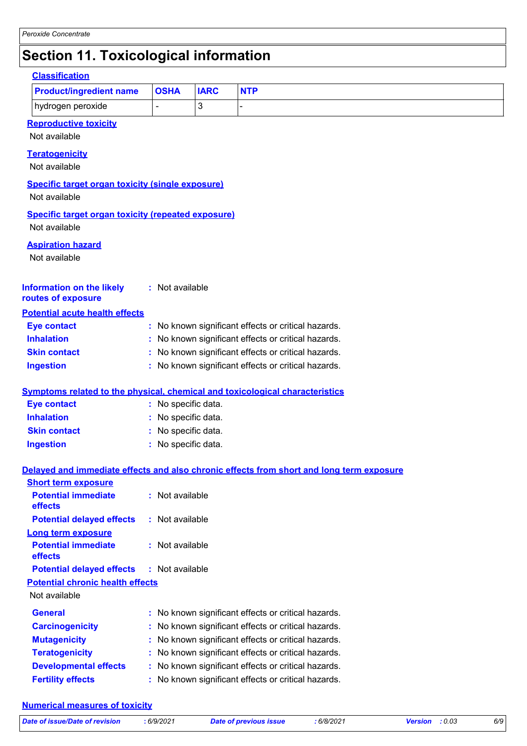# Section 11. Toxicological information

## Classification

| Product/ingredient name | OSHA | IARC | NTP |
|---|---|---|---|
| hydrogen peroxide | - | 3 | - |

### Reproductive toxicity

Not available

### Teratogenicity

Not available

### Specific target organ toxicity (single exposure)

Not available

### Specific target organ toxicity (repeated exposure)

Not available

### Aspiration hazard

Not available

**Information on the likely routes of exposure** : Not available

### Potential acute health effects

**Eye contact** : No known significant effects or critical hazards.
**Inhalation** : No known significant effects or critical hazards.
**Skin contact** : No known significant effects or critical hazards.
**Ingestion** : No known significant effects or critical hazards.

### Symptoms related to the physical, chemical and toxicological characteristics

**Eye contact** : No specific data.
**Inhalation** : No specific data.
**Skin contact** : No specific data.
**Ingestion** : No specific data.

### Delayed and immediate effects and also chronic effects from short and long term exposure

#### Short term exposure

**Potential immediate effects** : Not available
**Potential delayed effects** : Not available

#### Long term exposure

**Potential immediate effects** : Not available
**Potential delayed effects** : Not available

#### Potential chronic health effects

Not available

**General** : No known significant effects or critical hazards.
**Carcinogenicity** : No known significant effects or critical hazards.
**Mutagenicity** : No known significant effects or critical hazards.
**Teratogenicity** : No known significant effects or critical hazards.
**Developmental effects** : No known significant effects or critical hazards.
**Fertility effects** : No known significant effects or critical hazards.

### Numerical measures of toxicity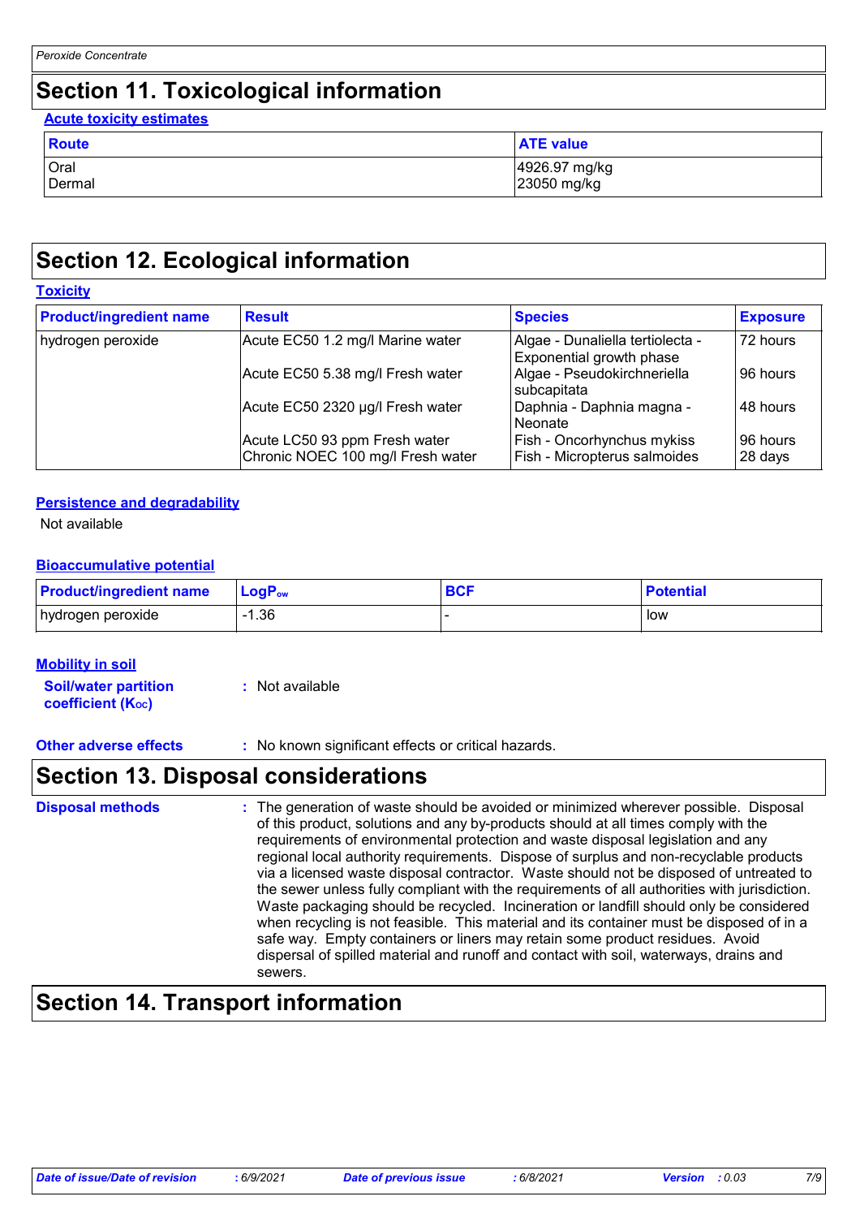# Section 11. Toxicological information

**Acute toxicity estimates**

| Route | ATE value |
| --- | --- |
| Oral | 4926.97 mg/kg |
| Dermal | 23050 mg/kg |

# Section 12. Ecological information

**Toxicity**

| Product/ingredient name | Result | Species | Exposure |
| --- | --- | --- | --- |
| hydrogen peroxide | Acute EC50 1.2 mg/l Marine water | Algae - Dunaliella tertiolecta - Exponential growth phase | 72 hours |
| | Acute EC50 5.38 mg/l Fresh water | Algae - Pseudokirchneriella subcapitata | 96 hours |
| | Acute EC50 2320 µg/l Fresh water | Daphnia - Daphnia magna - Neonate | 48 hours |
| | Acute LC50 93 ppm Fresh water | Fish - Oncorhynchus mykiss | 96 hours |
| | Chronic NOEC 100 mg/l Fresh water | Fish - Micropterus salmoides | 28 days |

**Persistence and degradability**

Not available

**Bioaccumulative potential**

| Product/ingredient name | $LogP_{ow}$ | BCF | Potential |
| --- | --- | --- | --- |
| hydrogen peroxide | -1.36 | - | low |

**Mobility in soil**

**Soil/water partition coefficient ($K_{OC}$)** : Not available

**Other adverse effects** : No known significant effects or critical hazards.

# Section 13. Disposal considerations

**Disposal methods** : The generation of waste should be avoided or minimized wherever possible. Disposal of this product, solutions and any by-products should at all times comply with the requirements of environmental protection and waste disposal legislation and any regional local authority requirements. Dispose of surplus and non-recyclable products via a licensed waste disposal contractor. Waste should not be disposed of untreated to the sewer unless fully compliant with the requirements of all authorities with jurisdiction. Waste packaging should be recycled. Incineration or landfill should only be considered when recycling is not feasible. This material and its container must be disposed of in a safe way. Empty containers or liners may retain some product residues. Avoid dispersal of spilled material and runoff and contact with soil, waterways, drains and sewers.

# Section 14. Transport information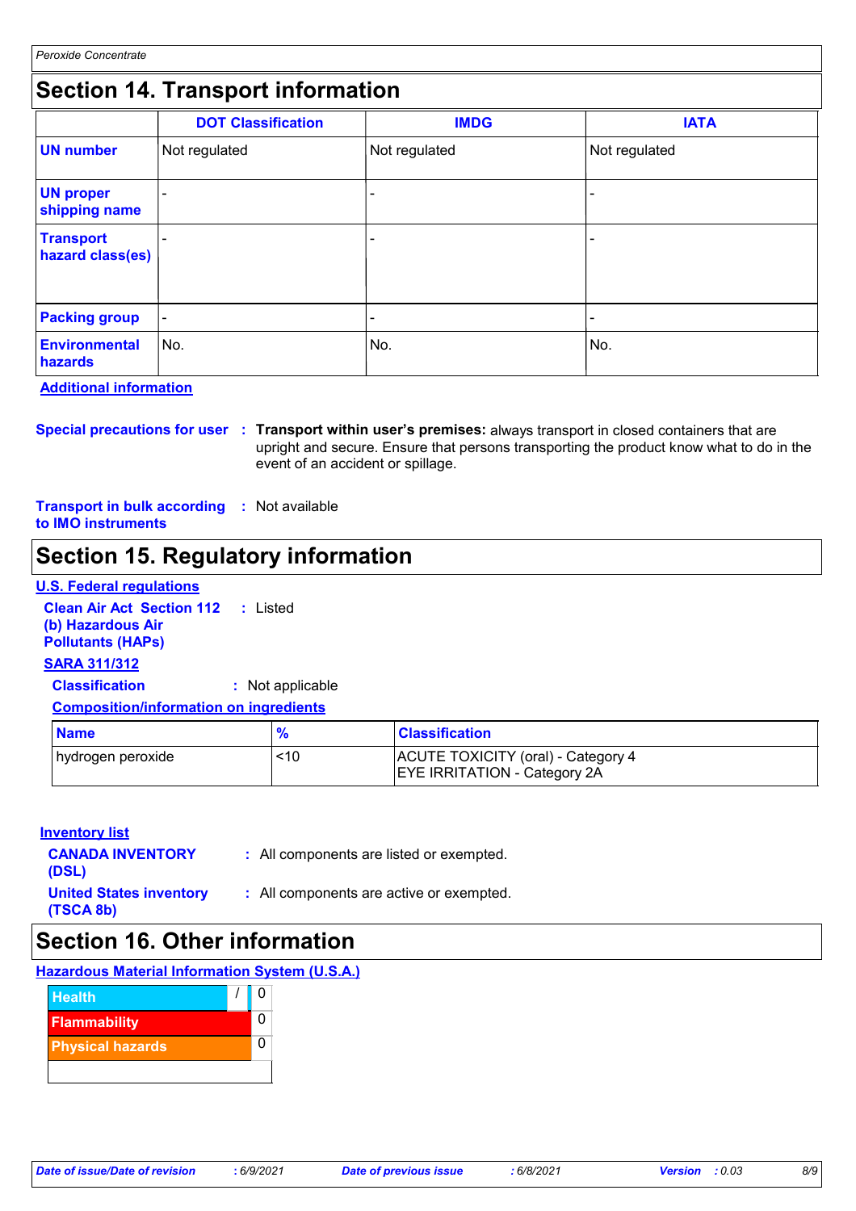## Section 14. Transport information

| | DOT Classification | IMDG | IATA |
|---|---|---|---|
| **UN number** | Not regulated | Not regulated | Not regulated |
| **UN proper shipping name** | - | - | - |
| **Transport hazard class(es)** | - | - | - |
| **Packing group** | - | - | - |
| **Environmental hazards** | No. | No. | No. |

**Additional information**

**Special precautions for user** : **Transport within user's premises:** always transport in closed containers that are upright and secure. Ensure that persons transporting the product know what to do in the event of an accident or spillage.

**Transport in bulk according to IMO instruments** : Not available

## Section 15. Regulatory information

**U.S. Federal regulations**

**Clean Air Act Section 112 (b) Hazardous Air Pollutants (HAPs)** : Listed

**SARA 311/312**

**Classification** : Not applicable

**Composition/information on ingredients**

| Name | % | Classification |
|---|---|---|
| hydrogen peroxide | <10 | ACUTE TOXICITY (oral) - Category 4<br>EYE IRRITATION - Category 2A |

**Inventory list**

**CANADA INVENTORY (DSL)** : All components are listed or exempted.

**United States inventory (TSCA 8b)** : All components are active or exempted.

## Section 16. Other information

**Hazardous Material Information System (U.S.A.)**

| | | |
|---|---|---|
| Health | / | 0 |
| Flammability | | 0 |
| Physical hazards | | 0 |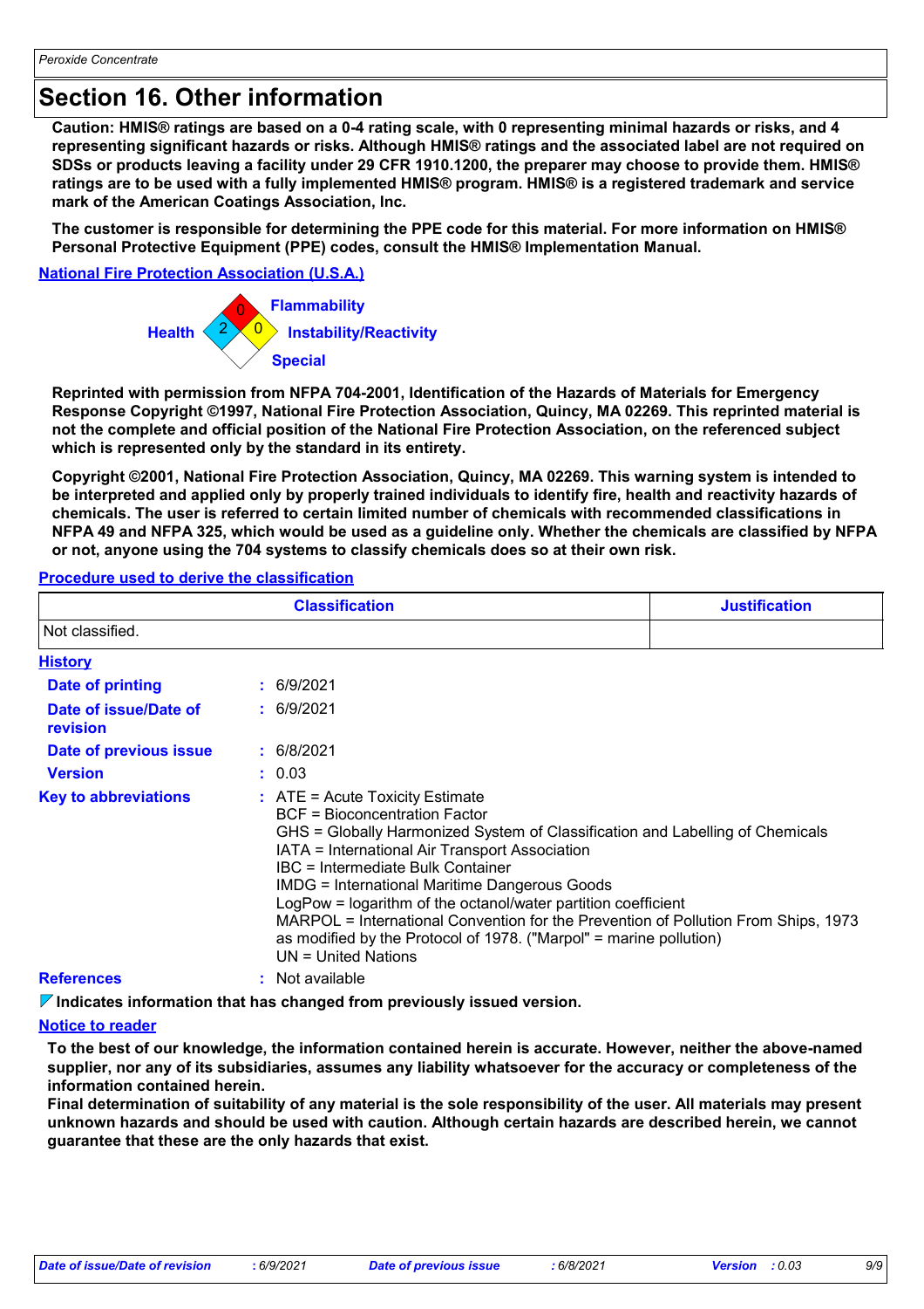## Section 16. Other information

**Caution: HMIS® ratings are based on a 0-4 rating scale, with 0 representing minimal hazards or risks, and 4 representing significant hazards or risks. Although HMIS® ratings and the associated label are not required on SDSs or products leaving a facility under 29 CFR 1910.1200, the preparer may choose to provide them. HMIS® ratings are to be used with a fully implemented HMIS® program. HMIS® is a registered trademark and service mark of the American Coatings Association, Inc.**

**The customer is responsible for determining the PPE code for this material. For more information on HMIS® Personal Protective Equipment (PPE) codes, consult the HMIS® Implementation Manual.**

**National Fire Protection Association (U.S.A.)**

Flammability: 0
Health: 2
Instability/Reactivity: 0
Special

**Reprinted with permission from NFPA 704-2001, Identification of the Hazards of Materials for Emergency Response Copyright ©1997, National Fire Protection Association, Quincy, MA 02269. This reprinted material is not the complete and official position of the National Fire Protection Association, on the referenced subject which is represented only by the standard in its entirety.**

**Copyright ©2001, National Fire Protection Association, Quincy, MA 02269. This warning system is intended to be interpreted and applied only by properly trained individuals to identify fire, health and reactivity hazards of chemicals. The user is referred to certain limited number of chemicals with recommended classifications in NFPA 49 and NFPA 325, which would be used as a guideline only. Whether the chemicals are classified by NFPA or not, anyone using the 704 systems to classify chemicals does so at their own risk.**

**Procedure used to derive the classification**

| Classification | Justification |
|---|---|
| Not classified. | |

**History**

**Date of printing** : 6/9/2021

**Date of issue/Date of revision** : 6/9/2021

**Date of previous issue** : 6/8/2021

**Version** : 0.03

**Key to abbreviations** :
ATE = Acute Toxicity Estimate
BCF = Bioconcentration Factor
GHS = Globally Harmonized System of Classification and Labelling of Chemicals
IATA = International Air Transport Association
IBC = Intermediate Bulk Container
IMDG = International Maritime Dangerous Goods
LogPow = logarithm of the octanol/water partition coefficient
MARPOL = International Convention for the Prevention of Pollution From Ships, 1973 as modified by the Protocol of 1978. ("Marpol" = marine pollution)
UN = United Nations

**References** : Not available

**Indicates information that has changed from previously issued version.**

**Notice to reader**

**To the best of our knowledge, the information contained herein is accurate. However, neither the above-named supplier, nor any of its subsidiaries, assumes any liability whatsoever for the accuracy or completeness of the information contained herein.**
**Final determination of suitability of any material is the sole responsibility of the user. All materials may present unknown hazards and should be used with caution. Although certain hazards are described herein, we cannot guarantee that these are the only hazards that exist.**